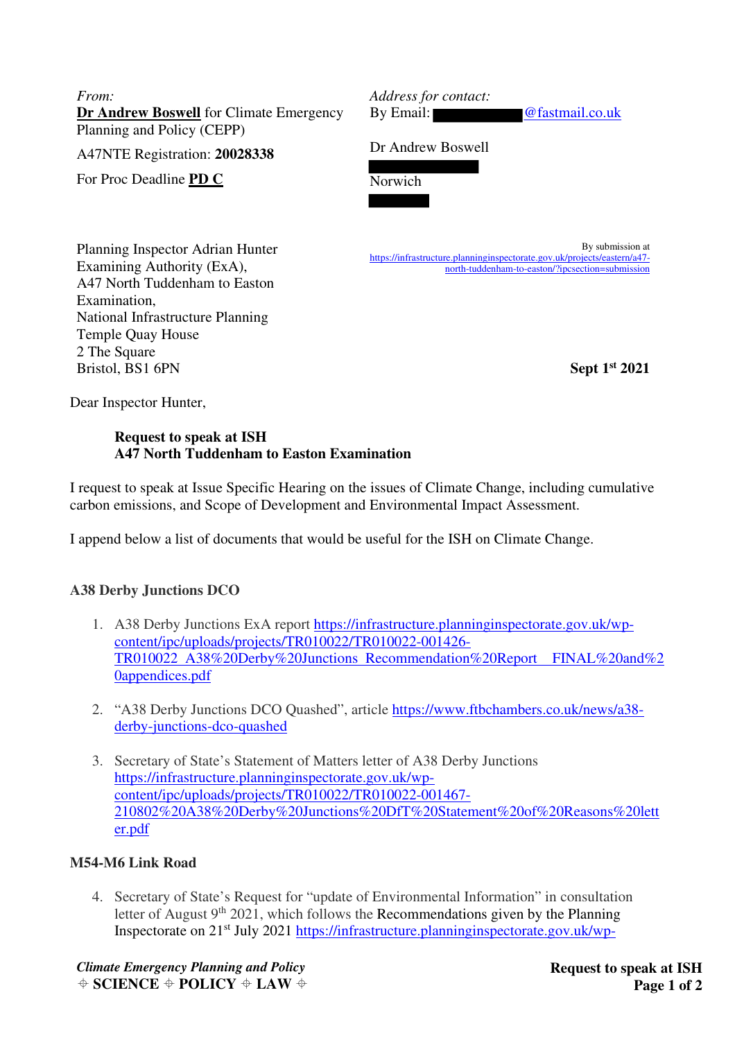*From:*
**Dr Andrew Boswell** for Climate Emergency Planning and Policy (CEPP)

A47NTE Registration: **20028338**

For Proc Deadline **PD C**

*Address for contact:*
By Email: ██████████@fastmail.co.uk

Dr Andrew Boswell
██████████
Norwich
██████

Planning Inspector Adrian Hunter
Examining Authority (ExA),
A47 North Tuddenham to Easton Examination,
National Infrastructure Planning
Temple Quay House
2 The Square
Bristol, BS1 6PN

By submission at https://infrastructure.planninginspectorate.gov.uk/projects/eastern/a47-north-tuddenham-to-easton/?ipcsection=submission

**Sept 1st 2021**

Dear Inspector Hunter,

**Request to speak at ISH**
**A47 North Tuddenham to Easton Examination**

I request to speak at Issue Specific Hearing on the issues of Climate Change, including cumulative carbon emissions, and Scope of Development and Environmental Impact Assessment.

I append below a list of documents that would be useful for the ISH on Climate Change.

### A38 Derby Junctions DCO

1. A38 Derby Junctions ExA report https://infrastructure.planninginspectorate.gov.uk/wp-content/ipc/uploads/projects/TR010022/TR010022-001426-TR010022_A38%20Derby%20Junctions_Recommendation%20Report__FINAL%20and%20appendices.pdf

2. "A38 Derby Junctions DCO Quashed", article https://www.ftbchambers.co.uk/news/a38-derby-junctions-dco-quashed

3. Secretary of State's Statement of Matters letter of A38 Derby Junctions https://infrastructure.planninginspectorate.gov.uk/wp-content/ipc/uploads/projects/TR010022/TR010022-001467-210802%20A38%20Derby%20Junctions%20DfT%20Statement%20of%20Reasons%20letter.pdf

### M54-M6 Link Road

4. Secretary of State's Request for "update of Environmental Information" in consultation letter of August 9th 2021, which follows the Recommendations given by the Planning Inspectorate on 21st July 2021 https://infrastructure.planninginspectorate.gov.uk/wp-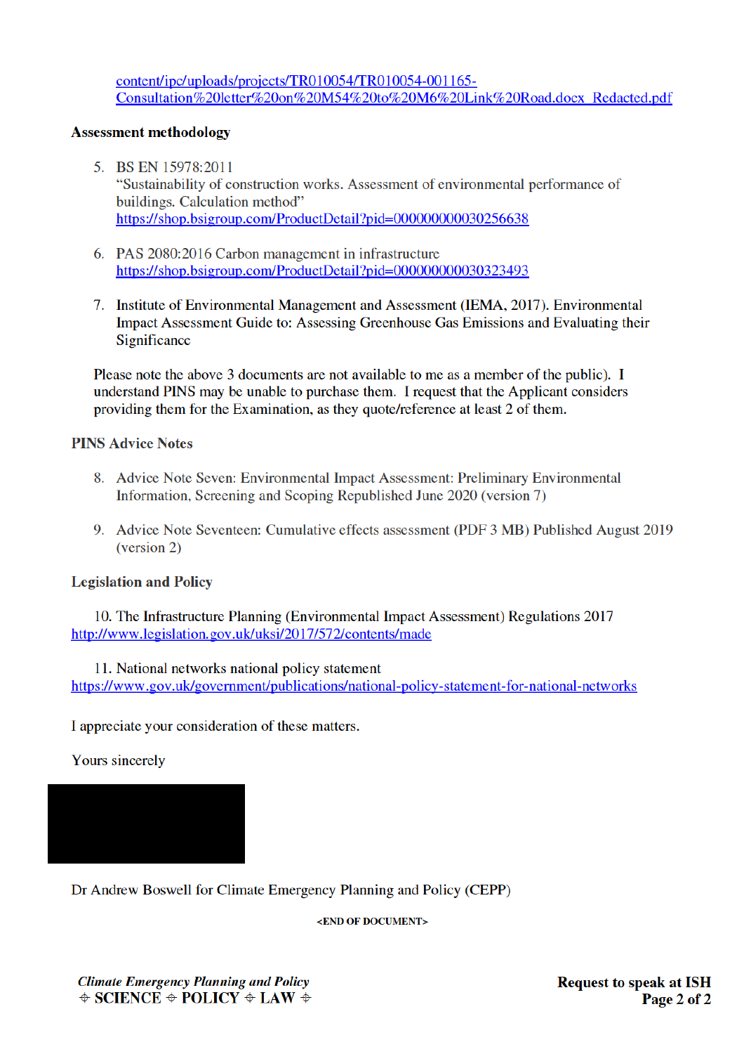content/ipc/uploads/projects/TR010054/TR010054-001165-Consultation%20letter%20on%20M54%20to%20M6%20Link%20Road.docx_Redacted.pdf

**Assessment methodology**

5. BS EN 15978:2011
   "Sustainability of construction works. Assessment of environmental performance of buildings. Calculation method"
   https://shop.bsigroup.com/ProductDetail?pid=000000000030256638

6. PAS 2080:2016 Carbon management in infrastructure
   https://shop.bsigroup.com/ProductDetail?pid=000000000030323493

7. Institute of Environmental Management and Assessment (IEMA, 2017). Environmental Impact Assessment Guide to: Assessing Greenhouse Gas Emissions and Evaluating their Significance

Please note the above 3 documents are not available to me as a member of the public). I understand PINS may be unable to purchase them. I request that the Applicant considers providing them for the Examination, as they quote/reference at least 2 of them.

**PINS Advice Notes**

8. Advice Note Seven: Environmental Impact Assessment: Preliminary Environmental Information, Screening and Scoping Republished June 2020 (version 7)

9. Advice Note Seventeen: Cumulative effects assessment (PDF 3 MB) Published August 2019 (version 2)

**Legislation and Policy**

10. The Infrastructure Planning (Environmental Impact Assessment) Regulations 2017
http://www.legislation.gov.uk/uksi/2017/572/contents/made

11. National networks national policy statement
https://www.gov.uk/government/publications/national-policy-statement-for-national-networks

I appreciate your consideration of these matters.

Yours sincerely

Dr Andrew Boswell for Climate Emergency Planning and Policy (CEPP)

<END OF DOCUMENT>